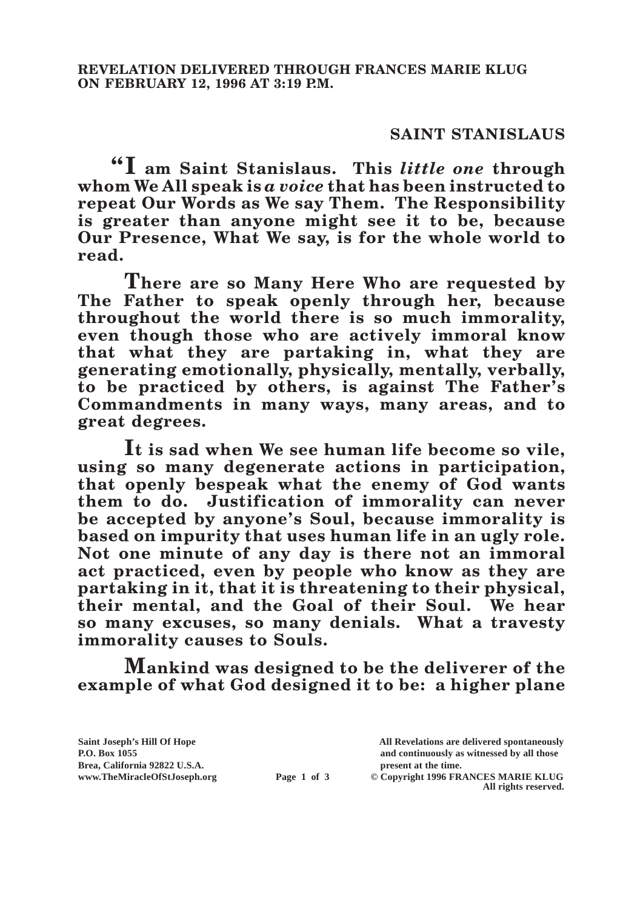**REVELATION DELIVERED THROUGH FRANCES MARIE KLUG ON FEBRUARY 12, 1996 AT 3:19 P.M.**

## SAINT STANISLAUS

**"I am Saint Stanislaus. This *little one* through whom We All speak is *a voice* that has been instructed to repeat Our Words as We say Them. The Responsibility is greater than anyone might see it to be, because Our Presence, What We say, is for the whole world to read.**

**There are so Many Here Who are requested by The Father to speak openly through her, because throughout the world there is so much immorality, even though those who are actively immoral know that what they are partaking in, what they are generating emotionally, physically, mentally, verbally, to be practiced by others, is against The Father's Commandments in many ways, many areas, and to great degrees.**

**It is sad when We see human life become so vile, using so many degenerate actions in participation, that openly bespeak what the enemy of God wants them to do. Justification of immorality can never be accepted by anyone's Soul, because immorality is based on impurity that uses human life in an ugly role. Not one minute of any day is there not an immoral act practiced, even by people who know as they are partaking in it, that it is threatening to their physical, their mental, and the Goal of their Soul. We hear so many excuses, so many denials. What a travesty immorality causes to Souls.**

**Mankind was designed to be the deliverer of the example of what God designed it to be: a higher plane**

Saint Joseph's Hill Of Hope
P.O. Box 1055
Brea, California 92822 U.S.A.
www.TheMiracleOfStJoseph.org

All Revelations are delivered spontaneously and continuously as witnessed by all those present at the time.
© Copyright 1996 FRANCES MARIE KLUG
All rights reserved.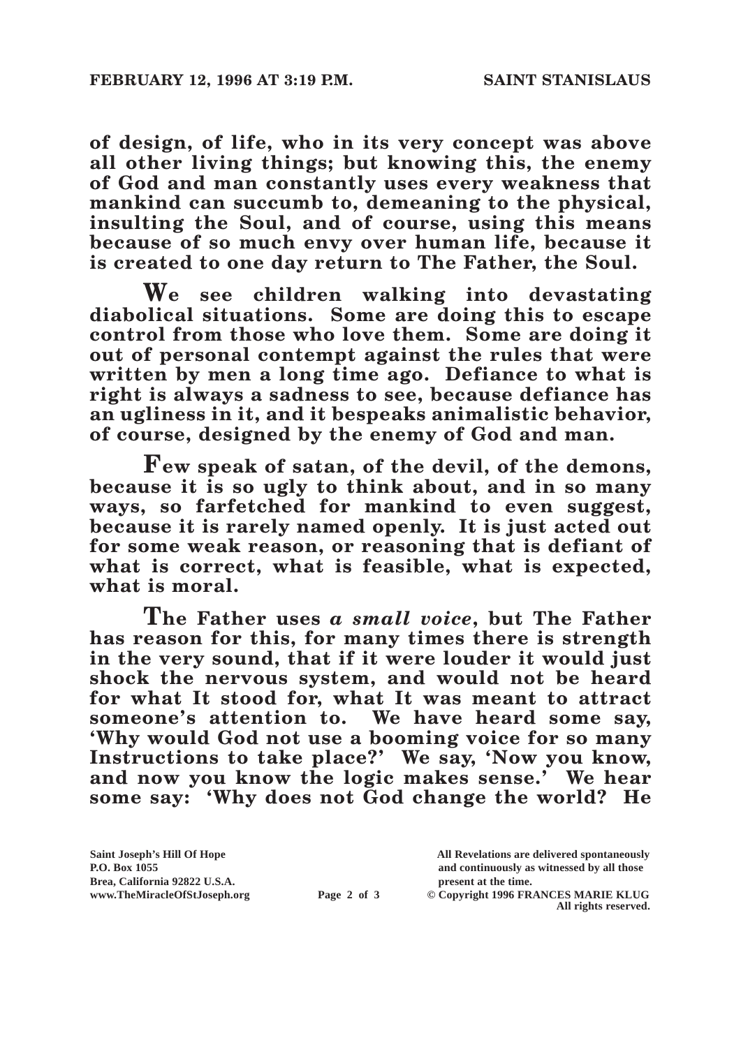**of design, of life, who in its very concept was above all other living things; but knowing this, the enemy of God and man constantly uses every weakness that mankind can succumb to, demeaning to the physical, insulting the Soul, and of course, using this means because of so much envy over human life, because it is created to one day return to The Father, the Soul.**

**We see children walking into devastating diabolical situations. Some are doing this to escape control from those who love them. Some are doing it out of personal contempt against the rules that were written by men a long time ago. Defiance to what is right is always a sadness to see, because defiance has an ugliness in it, and it bespeaks animalistic behavior, of course, designed by the enemy of God and man.**

**Few speak of satan, of the devil, of the demons, because it is so ugly to think about, and in so many ways, so farfetched for mankind to even suggest, because it is rarely named openly. It is just acted out for some weak reason, or reasoning that is defiant of what is correct, what is feasible, what is expected, what is moral.**

**The Father uses *a small voice*, but The Father has reason for this, for many times there is strength in the very sound, that if it were louder it would just shock the nervous system, and would not be heard for what It stood for, what It was meant to attract someone's attention to. We have heard some say, 'Why would God not use a booming voice for so many Instructions to take place?' We say, 'Now you know, and now you know the logic makes sense.' We hear some say: 'Why does not God change the world? He**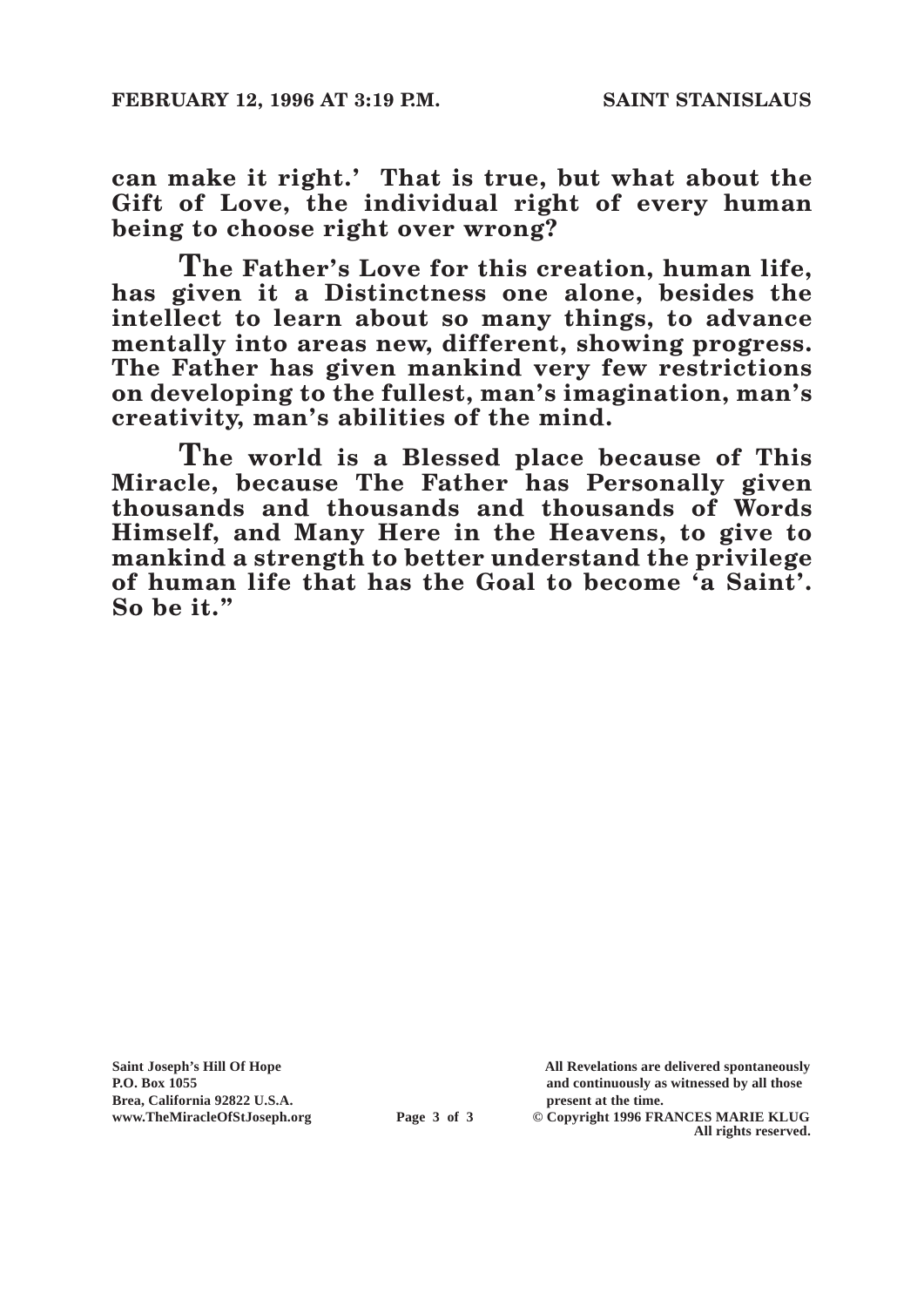**can make it right.' That is true, but what about the Gift of Love, the individual right of every human being to choose right over wrong?**

**The Father's Love for this creation, human life, has given it a Distinctness one alone, besides the intellect to learn about so many things, to advance mentally into areas new, different, showing progress. The Father has given mankind very few restrictions on developing to the fullest, man's imagination, man's creativity, man's abilities of the mind.**

**The world is a Blessed place because of This Miracle, because The Father has Personally given thousands and thousands and thousands of Words Himself, and Many Here in the Heavens, to give to mankind a strength to better understand the privilege of human life that has the Goal to become 'a Saint'. So be it."**

**Saint Joseph's Hill Of Hope**
**P.O. Box 1055**
**Brea, California 92822 U.S.A.**
**www.TheMiracleOfStJoseph.org**

**All Revelations are delivered spontaneously and continuously as witnessed by all those present at the time.**
**© Copyright 1996 FRANCES MARIE KLUG**
**All rights reserved.**